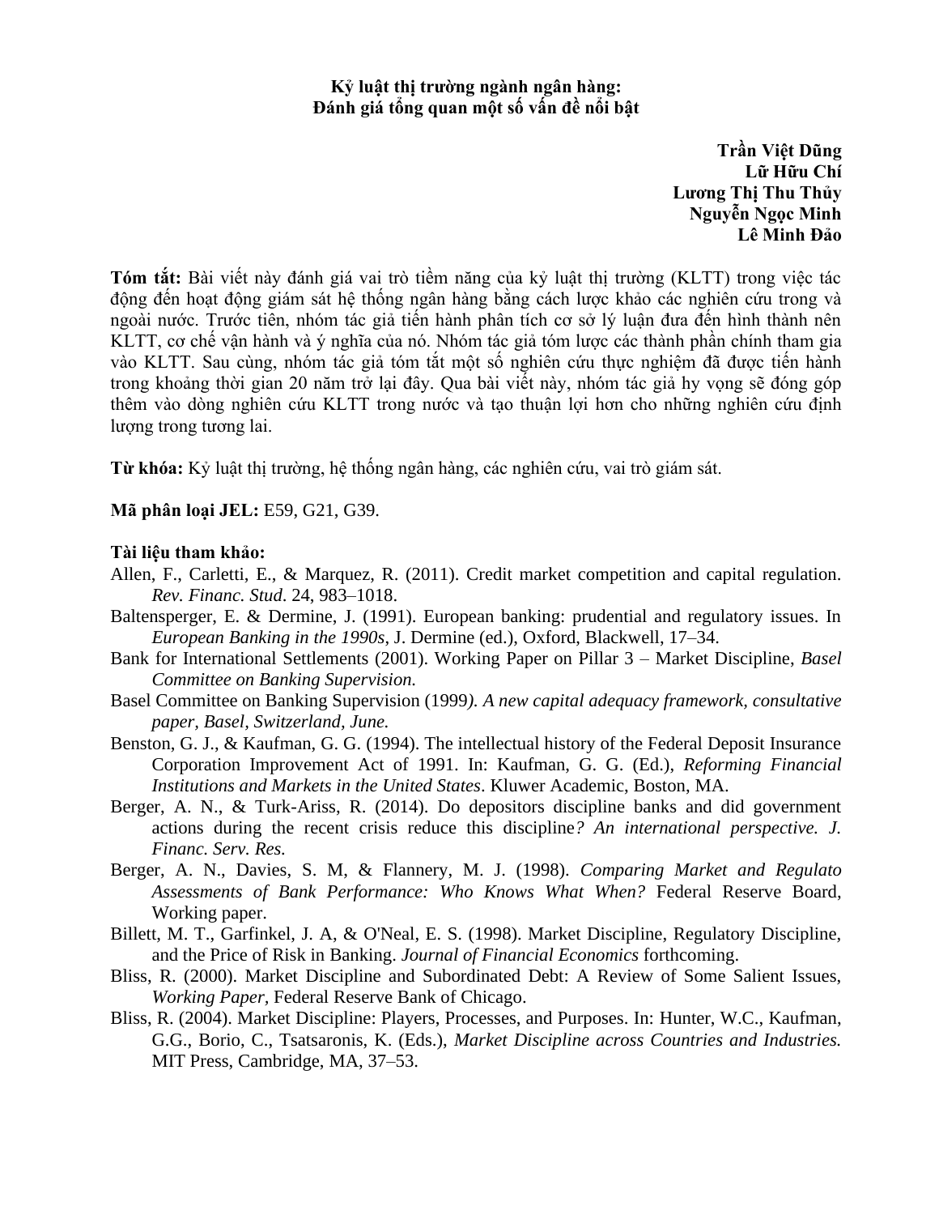# Kỷ luật thị trường ngành ngân hàng: Đánh giá tổng quan một số vấn đề nổi bật

**Trần Việt Dũng**
**Lữ Hữu Chí**
**Lương Thị Thu Thủy**
**Nguyễn Ngọc Minh**
**Lê Minh Đảo**

**Tóm tắt:** Bài viết này đánh giá vai trò tiềm năng của kỷ luật thị trường (KLTT) trong việc tác động đến hoạt động giám sát hệ thống ngân hàng bằng cách lược khảo các nghiên cứu trong và ngoài nước. Trước tiên, nhóm tác giả tiến hành phân tích cơ sở lý luận đưa đến hình thành nên KLTT, cơ chế vận hành và ý nghĩa của nó. Nhóm tác giả tóm lược các thành phần chính tham gia vào KLTT. Sau cùng, nhóm tác giả tóm tắt một số nghiên cứu thực nghiệm đã được tiến hành trong khoảng thời gian 20 năm trở lại đây. Qua bài viết này, nhóm tác giả hy vọng sẽ đóng góp thêm vào dòng nghiên cứu KLTT trong nước và tạo thuận lợi hơn cho những nghiên cứu định lượng trong tương lai.

**Từ khóa:** Kỷ luật thị trường, hệ thống ngân hàng, các nghiên cứu, vai trò giám sát.

**Mã phân loại JEL:** E59, G21, G39.

**Tài liệu tham khảo:**

Allen, F., Carletti, E., & Marquez, R. (2011). Credit market competition and capital regulation. *Rev. Financ. Stud*. 24, 983–1018.

Baltensperger, E. & Dermine, J. (1991). European banking: prudential and regulatory issues. In *European Banking in the 1990s*, J. Dermine (ed.), Oxford, Blackwell, 17–34.

Bank for International Settlements (2001). Working Paper on Pillar 3 – Market Discipline, *Basel Committee on Banking Supervision.*

Basel Committee on Banking Supervision (1999*). A new capital adequacy framework, consultative paper, Basel, Switzerland, June.*

Benston, G. J., & Kaufman, G. G. (1994). The intellectual history of the Federal Deposit Insurance Corporation Improvement Act of 1991. In: Kaufman, G. G. (Ed.), *Reforming Financial Institutions and Markets in the United States*. Kluwer Academic, Boston, MA.

Berger, A. N., & Turk-Ariss, R. (2014). Do depositors discipline banks and did government actions during the recent crisis reduce this discipline*? An international perspective. J. Financ. Serv. Res.*

Berger, A. N., Davies, S. M, & Flannery, M. J. (1998). *Comparing Market and Regulato Assessments of Bank Performance: Who Knows What When?* Federal Reserve Board, Working paper.

Billett, M. T., Garfinkel, J. A, & O'Neal, E. S. (1998). Market Discipline, Regulatory Discipline, and the Price of Risk in Banking. *Journal of Financial Economics* forthcoming.

Bliss, R. (2000). Market Discipline and Subordinated Debt: A Review of Some Salient Issues, *Working Paper,* Federal Reserve Bank of Chicago.

Bliss, R. (2004). Market Discipline: Players, Processes, and Purposes. In: Hunter, W.C., Kaufman, G.G., Borio, C., Tsatsaronis, K. (Eds.), *Market Discipline across Countries and Industries.* MIT Press, Cambridge, MA, 37–53.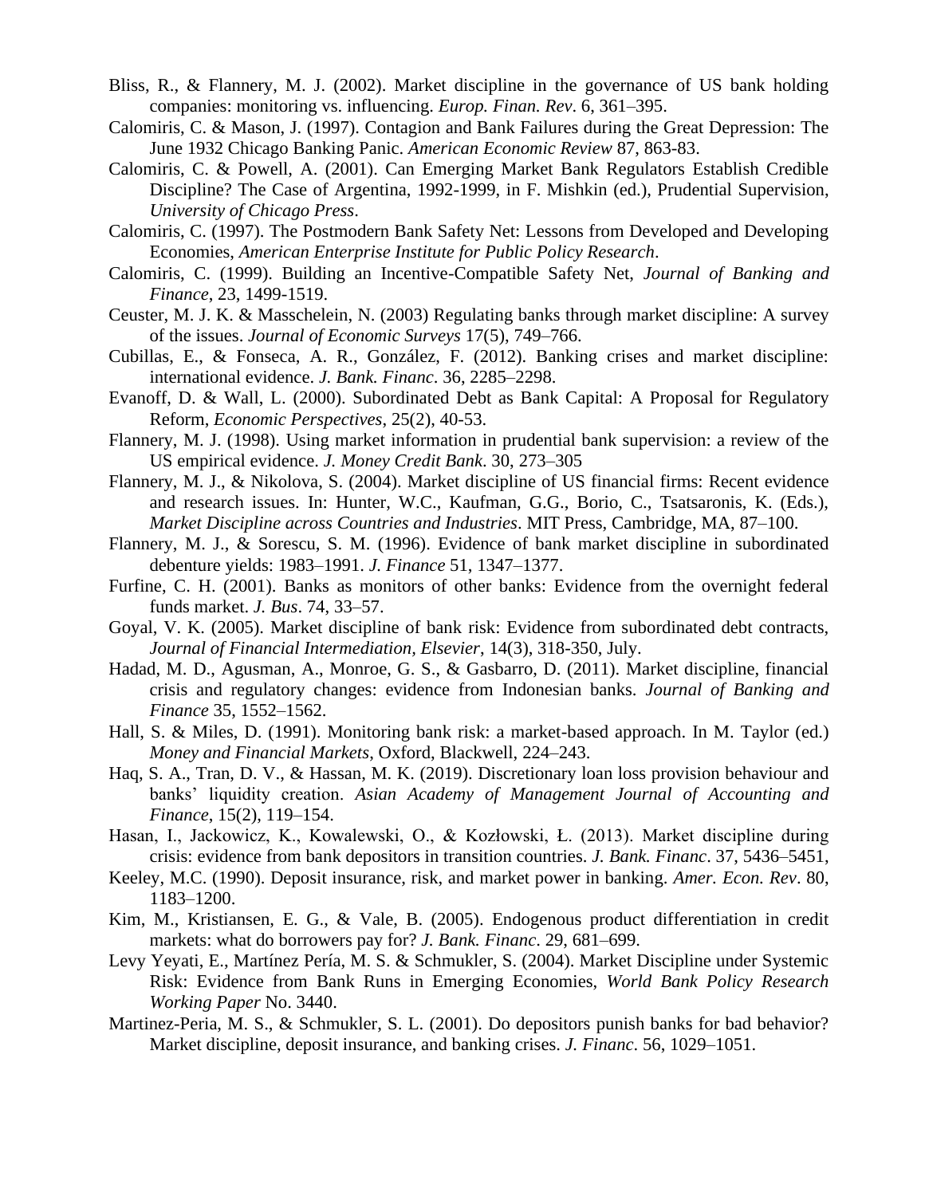Bliss, R., & Flannery, M. J. (2002). Market discipline in the governance of US bank holding companies: monitoring vs. influencing. *Europ. Finan. Rev*. 6, 361–395.

Calomiris, C. & Mason, J. (1997). Contagion and Bank Failures during the Great Depression: The June 1932 Chicago Banking Panic. *American Economic Review* 87, 863-83.

Calomiris, C. & Powell, A. (2001). Can Emerging Market Bank Regulators Establish Credible Discipline? The Case of Argentina, 1992-1999, in F. Mishkin (ed.), Prudential Supervision, *University of Chicago Press*.

Calomiris, C. (1997). The Postmodern Bank Safety Net: Lessons from Developed and Developing Economies, *American Enterprise Institute for Public Policy Research*.

Calomiris, C. (1999). Building an Incentive-Compatible Safety Net, *Journal of Banking and Finance*, 23, 1499-1519.

Ceuster, M. J. K. & Masschelein, N. (2003) Regulating banks through market discipline: A survey of the issues. *Journal of Economic Surveys* 17(5), 749–766.

Cubillas, E., & Fonseca, A. R., González, F. (2012). Banking crises and market discipline: international evidence. *J. Bank. Financ*. 36, 2285–2298.

Evanoff, D. & Wall, L. (2000). Subordinated Debt as Bank Capital: A Proposal for Regulatory Reform, *Economic Perspectives*, 25(2), 40-53.

Flannery, M. J. (1998). Using market information in prudential bank supervision: a review of the US empirical evidence. *J. Money Credit Bank*. 30, 273–305

Flannery, M. J., & Nikolova, S. (2004). Market discipline of US financial firms: Recent evidence and research issues. In: Hunter, W.C., Kaufman, G.G., Borio, C., Tsatsaronis, K. (Eds.), *Market Discipline across Countries and Industries*. MIT Press, Cambridge, MA, 87–100.

Flannery, M. J., & Sorescu, S. M. (1996). Evidence of bank market discipline in subordinated debenture yields: 1983–1991. *J. Finance* 51, 1347–1377.

Furfine, C. H. (2001). Banks as monitors of other banks: Evidence from the overnight federal funds market. *J. Bus*. 74, 33–57.

Goyal, V. K. (2005). Market discipline of bank risk: Evidence from subordinated debt contracts, *Journal of Financial Intermediation, Elsevier*, 14(3), 318-350, July.

Hadad, M. D., Agusman, A., Monroe, G. S., & Gasbarro, D. (2011). Market discipline, financial crisis and regulatory changes: evidence from Indonesian banks. *Journal of Banking and Finance* 35, 1552–1562.

Hall, S. & Miles, D. (1991). Monitoring bank risk: a market-based approach. In M. Taylor (ed.) *Money and Financial Markets*, Oxford, Blackwell, 224–243.

Haq, S. A., Tran, D. V., & Hassan, M. K. (2019). Discretionary loan loss provision behaviour and banks' liquidity creation. *Asian Academy of Management Journal of Accounting and Finance*, 15(2), 119–154.

Hasan, I., Jackowicz, K., Kowalewski, O., & Kozłowski, Ł. (2013). Market discipline during crisis: evidence from bank depositors in transition countries. *J. Bank. Financ*. 37, 5436–5451,

Keeley, M.C. (1990). Deposit insurance, risk, and market power in banking. *Amer. Econ. Rev*. 80, 1183–1200.

Kim, M., Kristiansen, E. G., & Vale, B. (2005). Endogenous product differentiation in credit markets: what do borrowers pay for? *J. Bank. Financ*. 29, 681–699.

Levy Yeyati, E., Martínez Pería, M. S. & Schmukler, S. (2004). Market Discipline under Systemic Risk: Evidence from Bank Runs in Emerging Economies, *World Bank Policy Research Working Paper* No. 3440.

Martinez-Peria, M. S., & Schmukler, S. L. (2001). Do depositors punish banks for bad behavior? Market discipline, deposit insurance, and banking crises. *J. Financ*. 56, 1029–1051.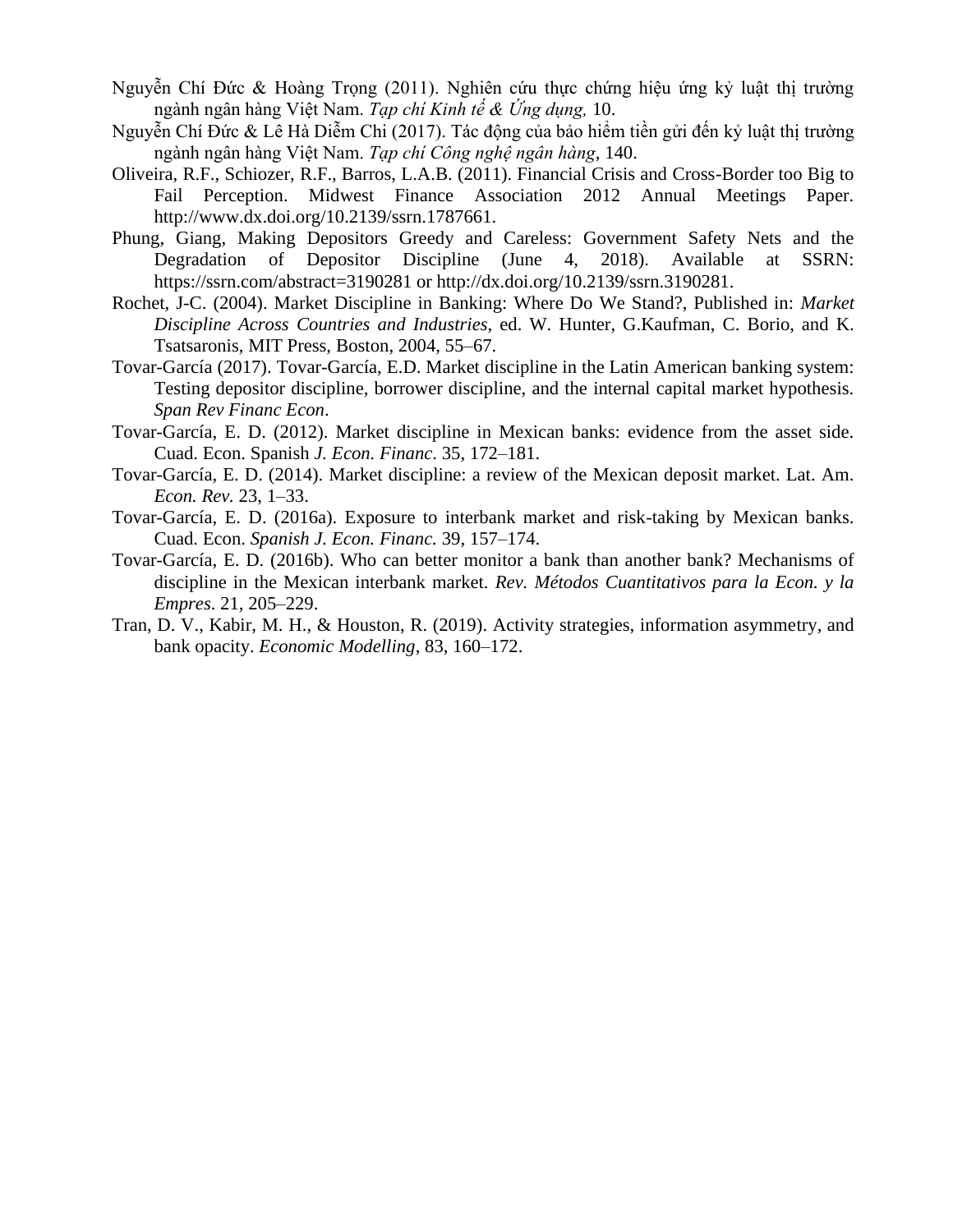Nguyễn Chí Đức & Hoàng Trọng (2011). Nghiên cứu thực chứng hiệu ứng kỷ luật thị trường ngành ngân hàng Việt Nam. *Tạp chí Kinh tế & Ứng dụng,* 10.

Nguyễn Chí Đức & Lê Hà Diễm Chi (2017). Tác động của bảo hiểm tiền gửi đến kỷ luật thị trường ngành ngân hàng Việt Nam. *Tạp chí Công nghệ ngân hàng*, 140.

Oliveira, R.F., Schiozer, R.F., Barros, L.A.B. (2011). Financial Crisis and Cross-Border too Big to Fail Perception. Midwest Finance Association 2012 Annual Meetings Paper. http://www.dx.doi.org/10.2139/ssrn.1787661.

Phung, Giang, Making Depositors Greedy and Careless: Government Safety Nets and the Degradation of Depositor Discipline (June 4, 2018). Available at SSRN: https://ssrn.com/abstract=3190281 or http://dx.doi.org/10.2139/ssrn.3190281.

Rochet, J-C. (2004). Market Discipline in Banking: Where Do We Stand?, Published in: *Market Discipline Across Countries and Industries*, ed. W. Hunter, G.Kaufman, C. Borio, and K. Tsatsaronis, MIT Press, Boston, 2004, 55–67.

Tovar-García (2017). Tovar-García, E.D. Market discipline in the Latin American banking system: Testing depositor discipline, borrower discipline, and the internal capital market hypothesis. *Span Rev Financ Econ*.

Tovar-García, E. D. (2012). Market discipline in Mexican banks: evidence from the asset side. Cuad. Econ. Spanish *J. Econ. Financ*. 35, 172–181.

Tovar-García, E. D. (2014). Market discipline: a review of the Mexican deposit market. Lat. Am. *Econ. Rev.* 23, 1–33.

Tovar-García, E. D. (2016a). Exposure to interbank market and risk-taking by Mexican banks. Cuad. Econ. *Spanish J. Econ. Financ.* 39, 157–174.

Tovar-García, E. D. (2016b). Who can better monitor a bank than another bank? Mechanisms of discipline in the Mexican interbank market. *Rev. Métodos Cuantitativos para la Econ. y la Empres*. 21, 205–229.

Tran, D. V., Kabir, M. H., & Houston, R. (2019). Activity strategies, information asymmetry, and bank opacity. *Economic Modelling*, 83, 160–172.